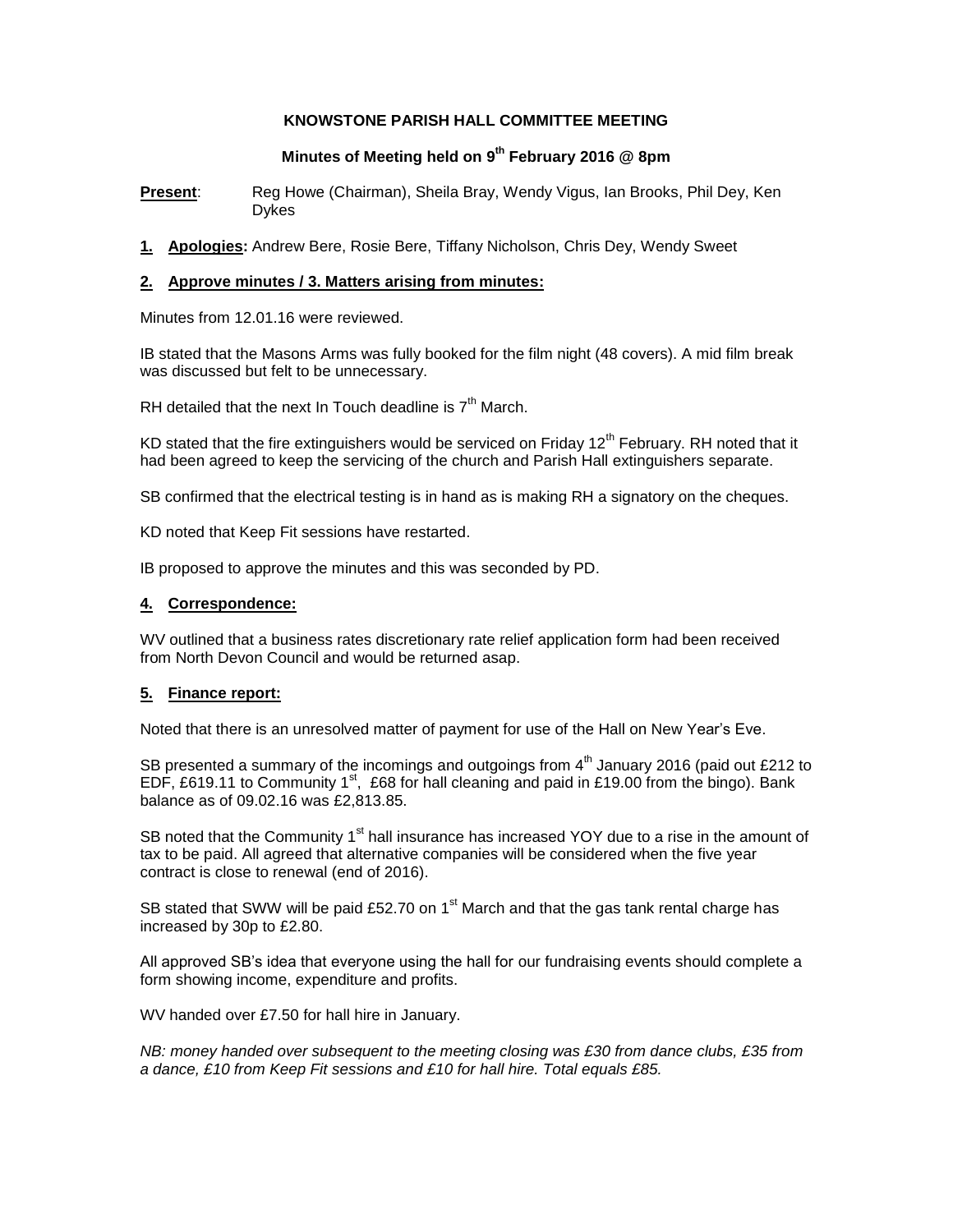# KNOWSTONE PARISH HALL COMMITTEE MEETING

## Minutes of Meeting held on 9th February 2016 @ 8pm

**Present**: Reg Howe (Chairman), Sheila Bray, Wendy Vigus, Ian Brooks, Phil Dey, Ken Dykes

**1. Apologies:** Andrew Bere, Rosie Bere, Tiffany Nicholson, Chris Dey, Wendy Sweet

### 2. Approve minutes / 3. Matters arising from minutes:

Minutes from 12.01.16 were reviewed.

IB stated that the Masons Arms was fully booked for the film night (48 covers). A mid film break was discussed but felt to be unnecessary.

RH detailed that the next In Touch deadline is 7th March.

KD stated that the fire extinguishers would be serviced on Friday 12th February. RH noted that it had been agreed to keep the servicing of the church and Parish Hall extinguishers separate.

SB confirmed that the electrical testing is in hand as is making RH a signatory on the cheques.

KD noted that Keep Fit sessions have restarted.

IB proposed to approve the minutes and this was seconded by PD.

### 4. Correspondence:

WV outlined that a business rates discretionary rate relief application form had been received from North Devon Council and would be returned asap.

### 5. Finance report:

Noted that there is an unresolved matter of payment for use of the Hall on New Year's Eve.

SB presented a summary of the incomings and outgoings from 4th January 2016 (paid out £212 to EDF, £619.11 to Community 1st, £68 for hall cleaning and paid in £19.00 from the bingo). Bank balance as of 09.02.16 was £2,813.85.

SB noted that the Community 1st hall insurance has increased YOY due to a rise in the amount of tax to be paid. All agreed that alternative companies will be considered when the five year contract is close to renewal (end of 2016).

SB stated that SWW will be paid £52.70 on 1st March and that the gas tank rental charge has increased by 30p to £2.80.

All approved SB's idea that everyone using the hall for our fundraising events should complete a form showing income, expenditure and profits.

WV handed over £7.50 for hall hire in January.

*NB: money handed over subsequent to the meeting closing was £30 from dance clubs, £35 from a dance, £10 from Keep Fit sessions and £10 for hall hire. Total equals £85.*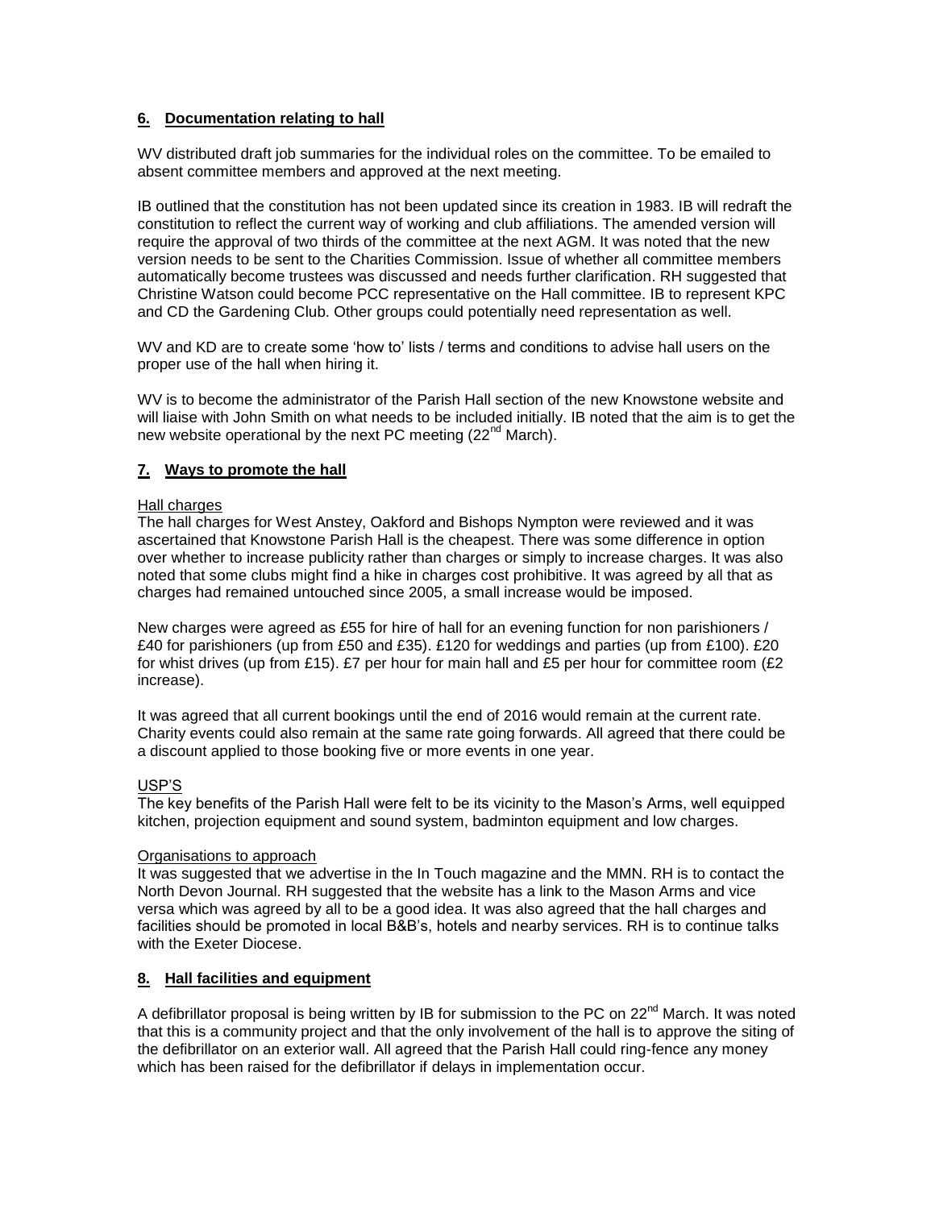## 6. Documentation relating to hall

WV distributed draft job summaries for the individual roles on the committee. To be emailed to absent committee members and approved at the next meeting.

IB outlined that the constitution has not been updated since its creation in 1983. IB will redraft the constitution to reflect the current way of working and club affiliations. The amended version will require the approval of two thirds of the committee at the next AGM. It was noted that the new version needs to be sent to the Charities Commission. Issue of whether all committee members automatically become trustees was discussed and needs further clarification. RH suggested that Christine Watson could become PCC representative on the Hall committee. IB to represent KPC and CD the Gardening Club. Other groups could potentially need representation as well.

WV and KD are to create some 'how to' lists / terms and conditions to advise hall users on the proper use of the hall when hiring it.

WV is to become the administrator of the Parish Hall section of the new Knowstone website and will liaise with John Smith on what needs to be included initially. IB noted that the aim is to get the new website operational by the next PC meeting (22nd March).

## 7. Ways to promote the hall

Hall charges

The hall charges for West Anstey, Oakford and Bishops Nympton were reviewed and it was ascertained that Knowstone Parish Hall is the cheapest. There was some difference in option over whether to increase publicity rather than charges or simply to increase charges. It was also noted that some clubs might find a hike in charges cost prohibitive. It was agreed by all that as charges had remained untouched since 2005, a small increase would be imposed.

New charges were agreed as £55 for hire of hall for an evening function for non parishioners / £40 for parishioners (up from £50 and £35). £120 for weddings and parties (up from £100). £20 for whist drives (up from £15). £7 per hour for main hall and £5 per hour for committee room (£2 increase).

It was agreed that all current bookings until the end of 2016 would remain at the current rate. Charity events could also remain at the same rate going forwards. All agreed that there could be a discount applied to those booking five or more events in one year.

USP'S

The key benefits of the Parish Hall were felt to be its vicinity to the Mason's Arms, well equipped kitchen, projection equipment and sound system, badminton equipment and low charges.

Organisations to approach

It was suggested that we advertise in the In Touch magazine and the MMN. RH is to contact the North Devon Journal. RH suggested that the website has a link to the Mason Arms and vice versa which was agreed by all to be a good idea. It was also agreed that the hall charges and facilities should be promoted in local B&B's, hotels and nearby services. RH is to continue talks with the Exeter Diocese.

## 8. Hall facilities and equipment

A defibrillator proposal is being written by IB for submission to the PC on 22nd March. It was noted that this is a community project and that the only involvement of the hall is to approve the siting of the defibrillator on an exterior wall. All agreed that the Parish Hall could ring-fence any money which has been raised for the defibrillator if delays in implementation occur.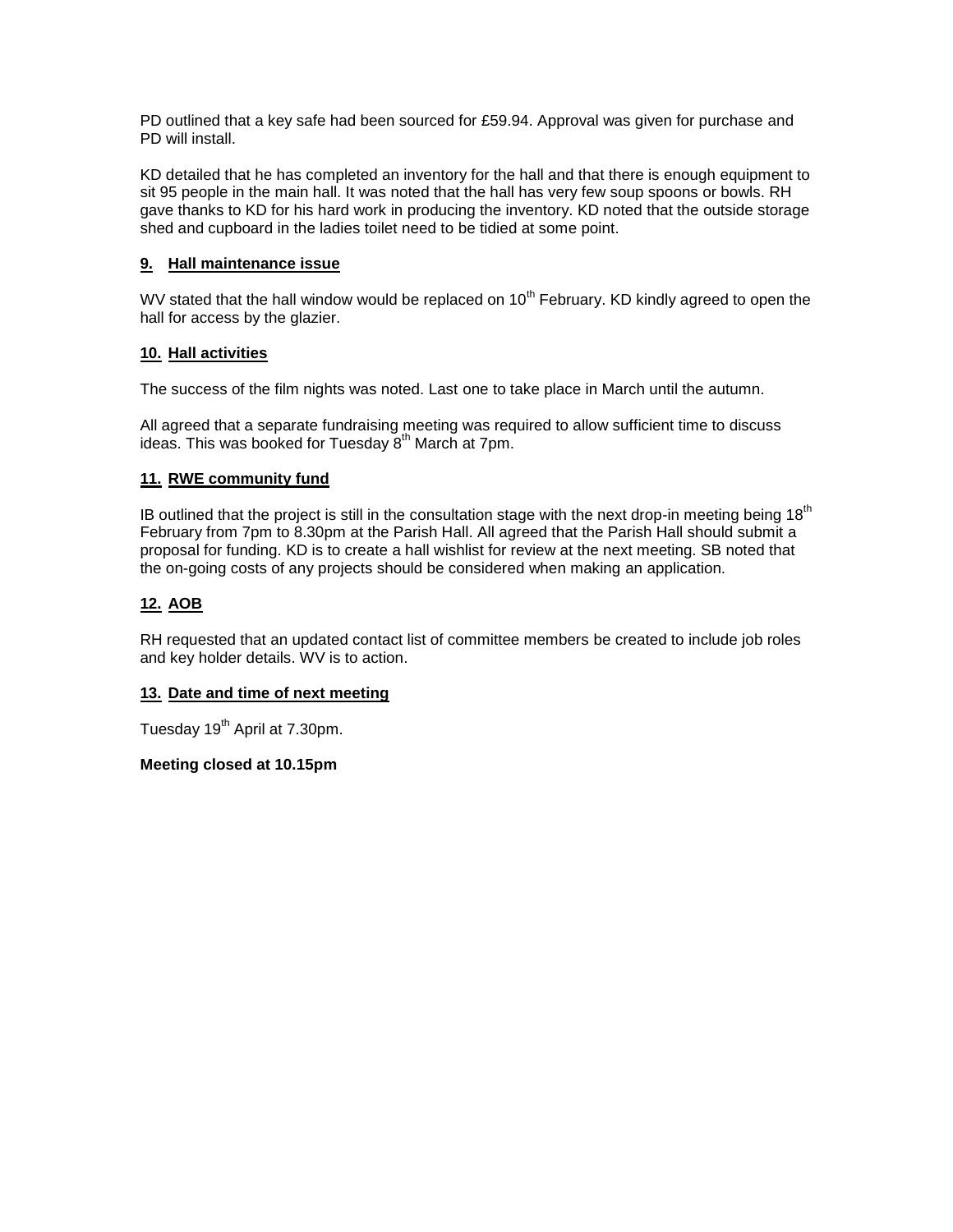PD outlined that a key safe had been sourced for £59.94. Approval was given for purchase and PD will install.

KD detailed that he has completed an inventory for the hall and that there is enough equipment to sit 95 people in the main hall. It was noted that the hall has very few soup spoons or bowls. RH gave thanks to KD for his hard work in producing the inventory. KD noted that the outside storage shed and cupboard in the ladies toilet need to be tidied at some point.

## 9. Hall maintenance issue

WV stated that the hall window would be replaced on 10th February. KD kindly agreed to open the hall for access by the glazier.

## 10. Hall activities

The success of the film nights was noted. Last one to take place in March until the autumn.

All agreed that a separate fundraising meeting was required to allow sufficient time to discuss ideas. This was booked for Tuesday 8th March at 7pm.

## 11. RWE community fund

IB outlined that the project is still in the consultation stage with the next drop-in meeting being 18th February from 7pm to 8.30pm at the Parish Hall. All agreed that the Parish Hall should submit a proposal for funding. KD is to create a hall wishlist for review at the next meeting. SB noted that the on-going costs of any projects should be considered when making an application.

## 12. AOB

RH requested that an updated contact list of committee members be created to include job roles and key holder details. WV is to action.

## 13. Date and time of next meeting

Tuesday 19th April at 7.30pm.

**Meeting closed at 10.15pm**